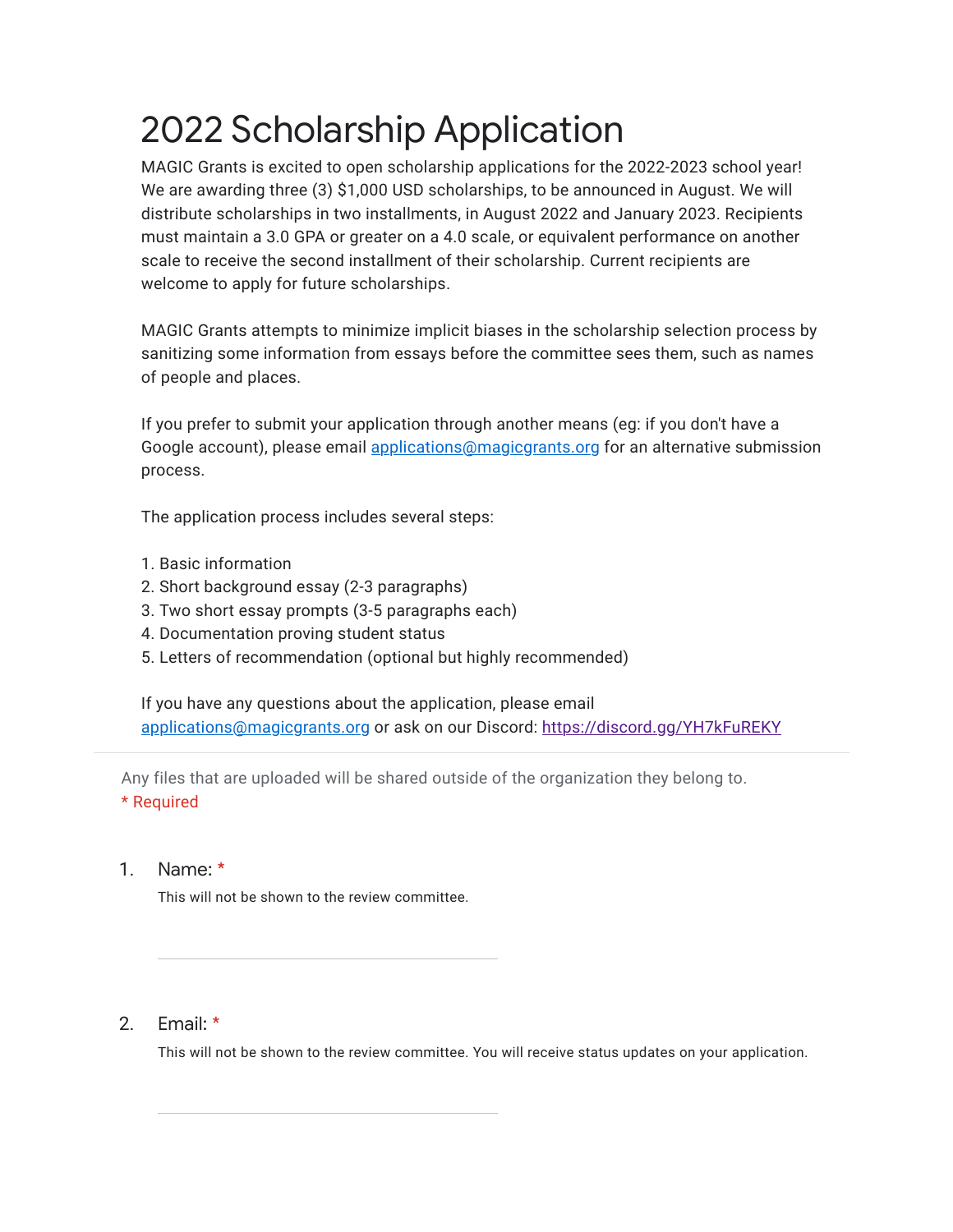# 2022 Scholarship Application

MAGIC Grants is excited to open scholarship applications for the 2022-2023 school year! We are awarding three (3) $1,000 USD scholarships, to be announced in August. We will distribute scholarships in two installments, in August 2022 and January 2023. Recipients must maintain a 3.0 GPA or greater on a 4.0 scale, or equivalent performance on another scale to receive the second installment of their scholarship. Current recipients are welcome to apply for future scholarships.

MAGIC Grants attempts to minimize implicit biases in the scholarship selection process by sanitizing some information from essays before the committee sees them, such as names of people and places.

If you prefer to submit your application through another means (eg: if you don't have a Google account), please email [applications@magicgrants.org](mailto:applications@magicgrants.org) for an alternative submission process.

The application process includes several steps:

1. Basic information
2. Short background essay (2-3 paragraphs)
3. Two short essay prompts (3-5 paragraphs each)
4. Documentation proving student status
5. Letters of recommendation (optional but highly recommended)

If you have any questions about the application, please email [applications@magicgrants.org](mailto:applications@magicgrants.org) or ask on our Discord: [https://discord.gg/YH7kFuREKY](https://discord.gg/YH7kFuREKY)

---

Any files that are uploaded will be shared outside of the organization they belong to.

* Required

1. Name: *

   This will not be shown to the review committee.

   _______________________

2. Email: *

   This will not be shown to the review committee. You will receive status updates on your application.

   _______________________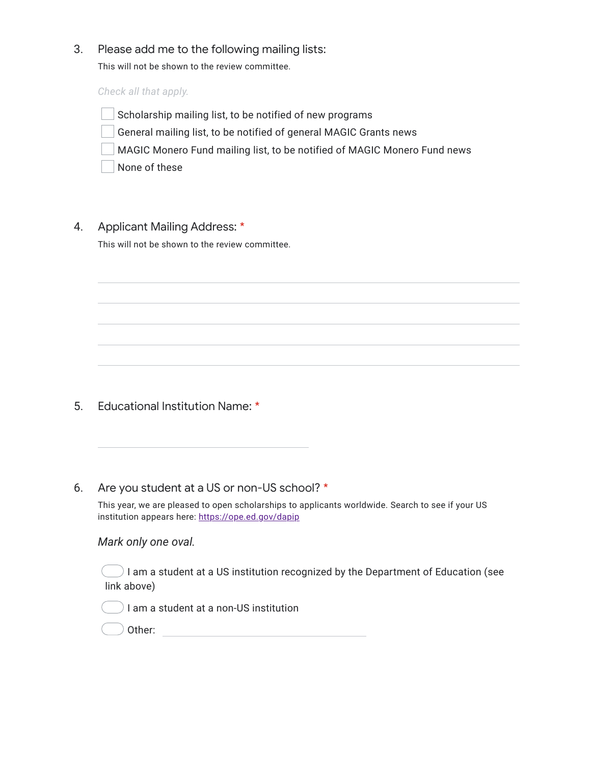3. Please add me to the following mailing lists:

This will not be shown to the review committee.

*Check all that apply.*

- [ ] Scholarship mailing list, to be notified of new programs
- [ ] General mailing list, to be notified of general MAGIC Grants news
- [ ] MAGIC Monero Fund mailing list, to be notified of MAGIC Monero Fund news
- [ ] None of these

4. Applicant Mailing Address: *

This will not be shown to the review committee.

_______________________________________________

_______________________________________________

_______________________________________________

_______________________________________________

_______________________________________________

5. Educational Institution Name: *

_______________________________________________

6. Are you student at a US or non-US school? *

This year, we are pleased to open scholarships to applicants worldwide. Search to see if your US institution appears here: https://ope.ed.gov/dapip

*Mark only one oval.*

- ( ) I am a student at a US institution recognized by the Department of Education (see link above)
- ( ) I am a student at a non-US institution
- ( ) Other: _______________________________________________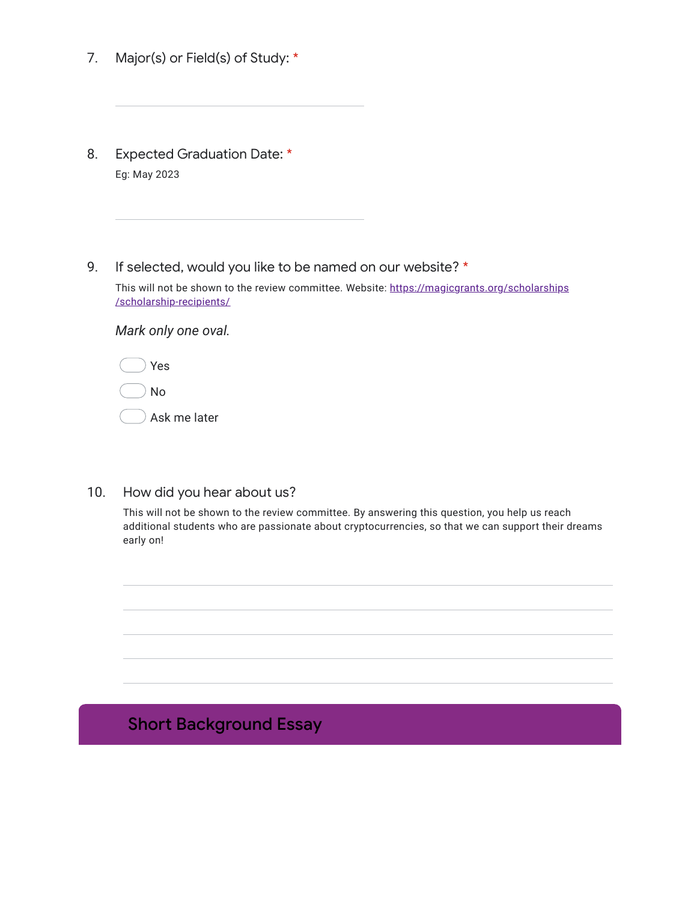7. Major(s) or Field(s) of Study: *

8. Expected Graduation Date: *

   Eg: May 2023

9. If selected, would you like to be named on our website? *

   This will not be shown to the review committee. Website: [https://magicgrants.org/scholarships/scholarship-recipients/](https://magicgrants.org/scholarships/scholarship-recipients/)

   *Mark only one oval.*

   - Yes
   - No
   - Ask me later

10. How did you hear about us?

    This will not be shown to the review committee. By answering this question, you help us reach additional students who are passionate about cryptocurrencies, so that we can support their dreams early on!

## Short Background Essay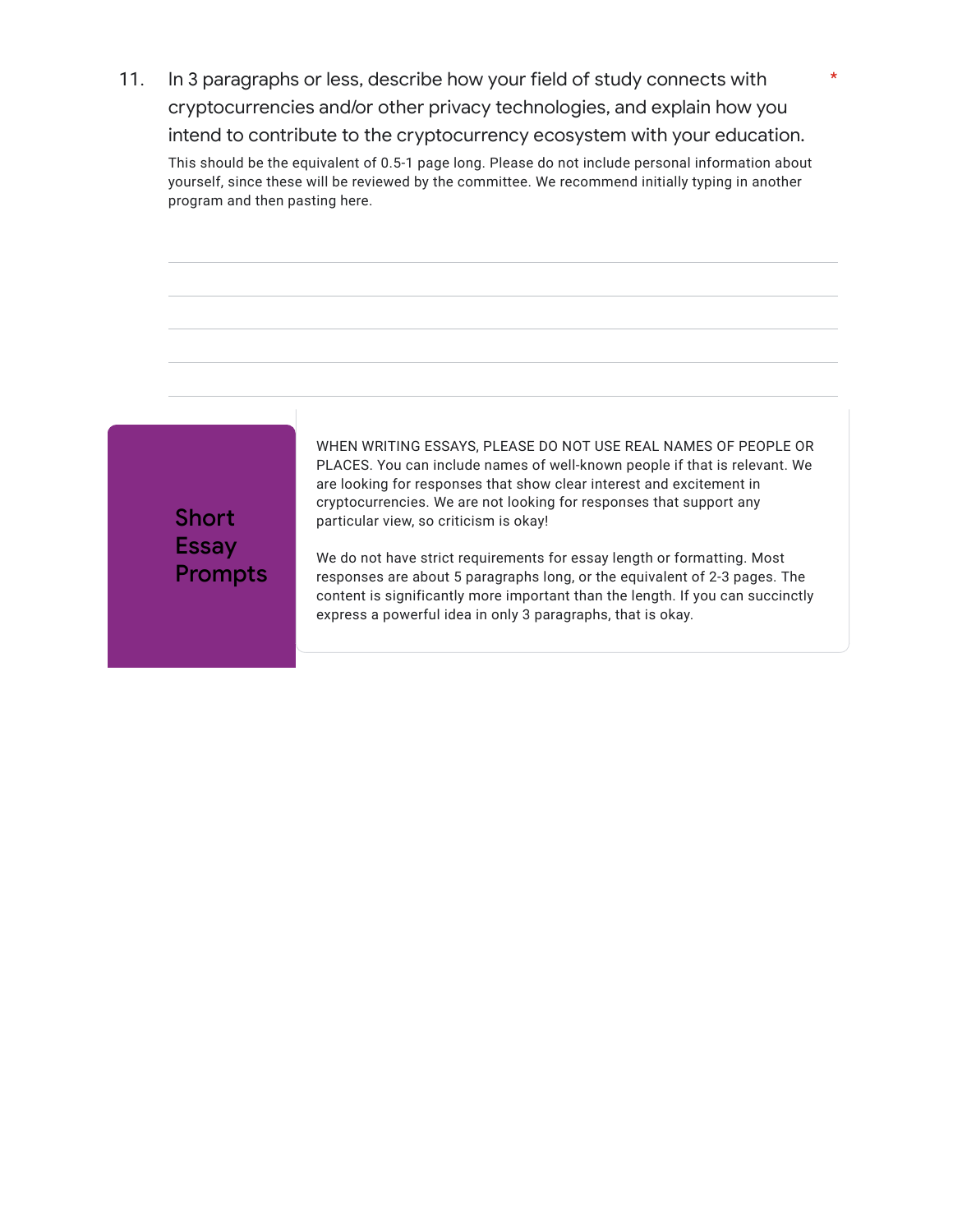11. In 3 paragraphs or less, describe how your field of study connects with cryptocurrencies and/or other privacy technologies, and explain how you intend to contribute to the cryptocurrency ecosystem with your education. *

This should be the equivalent of 0.5-1 page long. Please do not include personal information about yourself, since these will be reviewed by the committee. We recommend initially typing in another program and then pasting here.

## Short Essay Prompts

WHEN WRITING ESSAYS, PLEASE DO NOT USE REAL NAMES OF PEOPLE OR PLACES. You can include names of well-known people if that is relevant. We are looking for responses that show clear interest and excitement in cryptocurrencies. We are not looking for responses that support any particular view, so criticism is okay!

We do not have strict requirements for essay length or formatting. Most responses are about 5 paragraphs long, or the equivalent of 2-3 pages. The content is significantly more important than the length. If you can succinctly express a powerful idea in only 3 paragraphs, that is okay.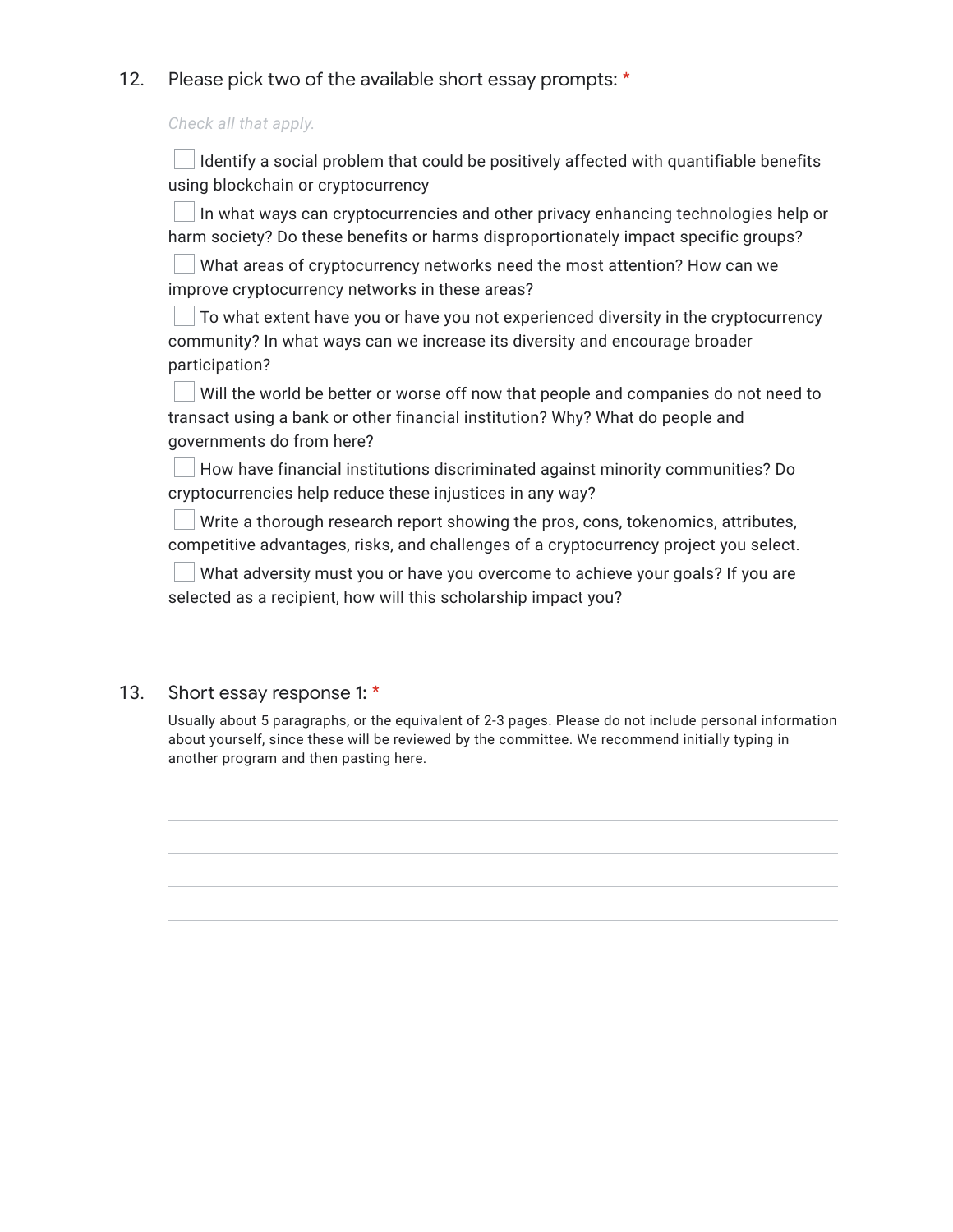12. Please pick two of the available short essay prompts: *

*Check all that apply.*

- [ ] Identify a social problem that could be positively affected with quantifiable benefits using blockchain or cryptocurrency
- [ ] In what ways can cryptocurrencies and other privacy enhancing technologies help or harm society? Do these benefits or harms disproportionately impact specific groups?
- [ ] What areas of cryptocurrency networks need the most attention? How can we improve cryptocurrency networks in these areas?
- [ ] To what extent have you or have you not experienced diversity in the cryptocurrency community? In what ways can we increase its diversity and encourage broader participation?
- [ ] Will the world be better or worse off now that people and companies do not need to transact using a bank or other financial institution? Why? What do people and governments do from here?
- [ ] How have financial institutions discriminated against minority communities? Do cryptocurrencies help reduce these injustices in any way?
- [ ] Write a thorough research report showing the pros, cons, tokenomics, attributes, competitive advantages, risks, and challenges of a cryptocurrency project you select.
- [ ] What adversity must you or have you overcome to achieve your goals? If you are selected as a recipient, how will this scholarship impact you?

13. Short essay response 1: *

Usually about 5 paragraphs, or the equivalent of 2-3 pages. Please do not include personal information about yourself, since these will be reviewed by the committee. We recommend initially typing in another program and then pasting here.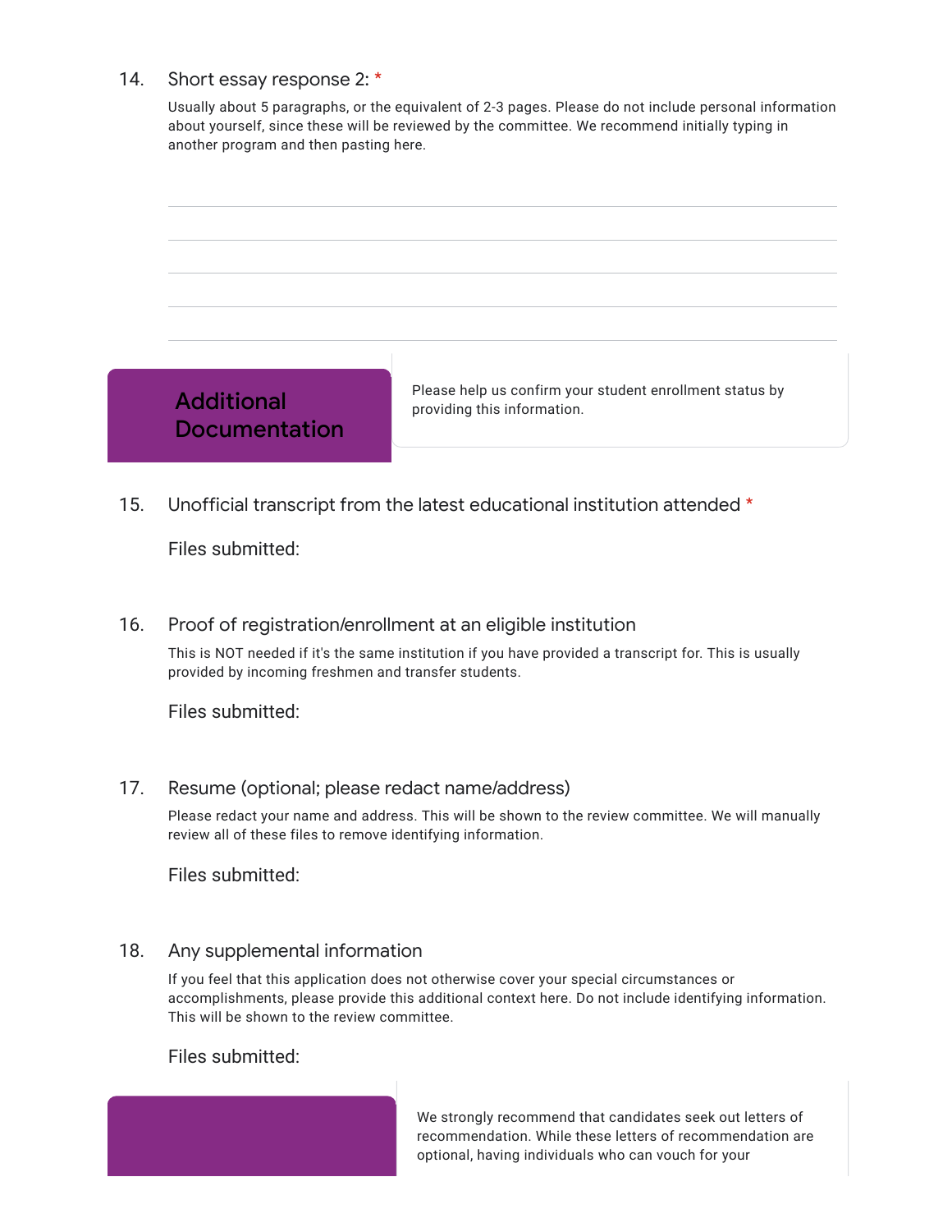14. Short essay response 2: *

Usually about 5 paragraphs, or the equivalent of 2-3 pages. Please do not include personal information about yourself, since these will be reviewed by the committee. We recommend initially typing in another program and then pasting here.

## Additional Documentation

Please help us confirm your student enrollment status by providing this information.

15. Unofficial transcript from the latest educational institution attended *

Files submitted:

16. Proof of registration/enrollment at an eligible institution

This is NOT needed if it's the same institution if you have provided a transcript for. This is usually provided by incoming freshmen and transfer students.

Files submitted:

17. Resume (optional; please redact name/address)

Please redact your name and address. This will be shown to the review committee. We will manually review all of these files to remove identifying information.

Files submitted:

18. Any supplemental information

If you feel that this application does not otherwise cover your special circumstances or accomplishments, please provide this additional context here. Do not include identifying information. This will be shown to the review committee.

Files submitted:

We strongly recommend that candidates seek out letters of recommendation. While these letters of recommendation are optional, having individuals who can vouch for your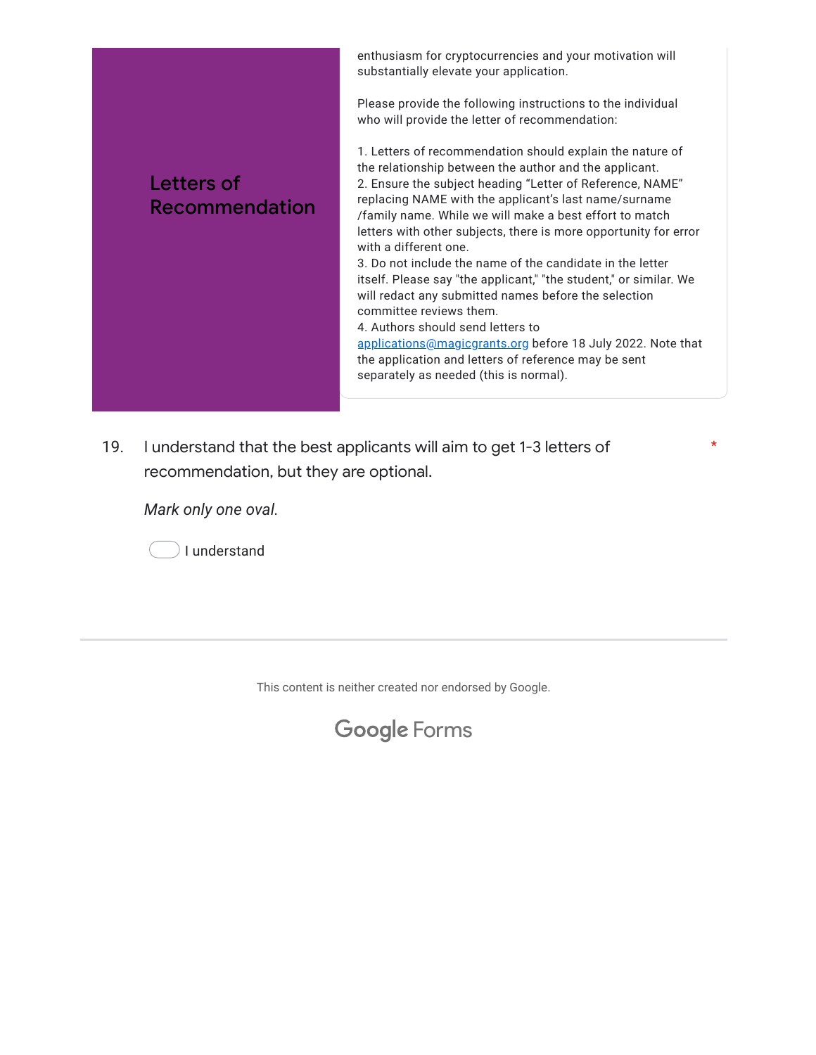enthusiasm for cryptocurrencies and your motivation will substantially elevate your application.

## Letters of Recommendation

Please provide the following instructions to the individual who will provide the letter of recommendation:

1. Letters of recommendation should explain the nature of the relationship between the author and the applicant.
2. Ensure the subject heading “Letter of Reference, NAME” replacing NAME with the applicant’s last name/surname /family name. While we will make a best effort to match letters with other subjects, there is more opportunity for error with a different one.
3. Do not include the name of the candidate in the letter itself. Please say "the applicant," "the student," or similar. We will redact any submitted names before the selection committee reviews them.
4. Authors should send letters to [applications@magicgrants.org](mailto:applications@magicgrants.org) before 18 July 2022. Note that the application and letters of reference may be sent separately as needed (this is normal).

19. I understand that the best applicants will aim to get 1-3 letters of recommendation, but they are optional. *

*Mark only one oval.*

- [ ] I understand

This content is neither created nor endorsed by Google.

Google Forms